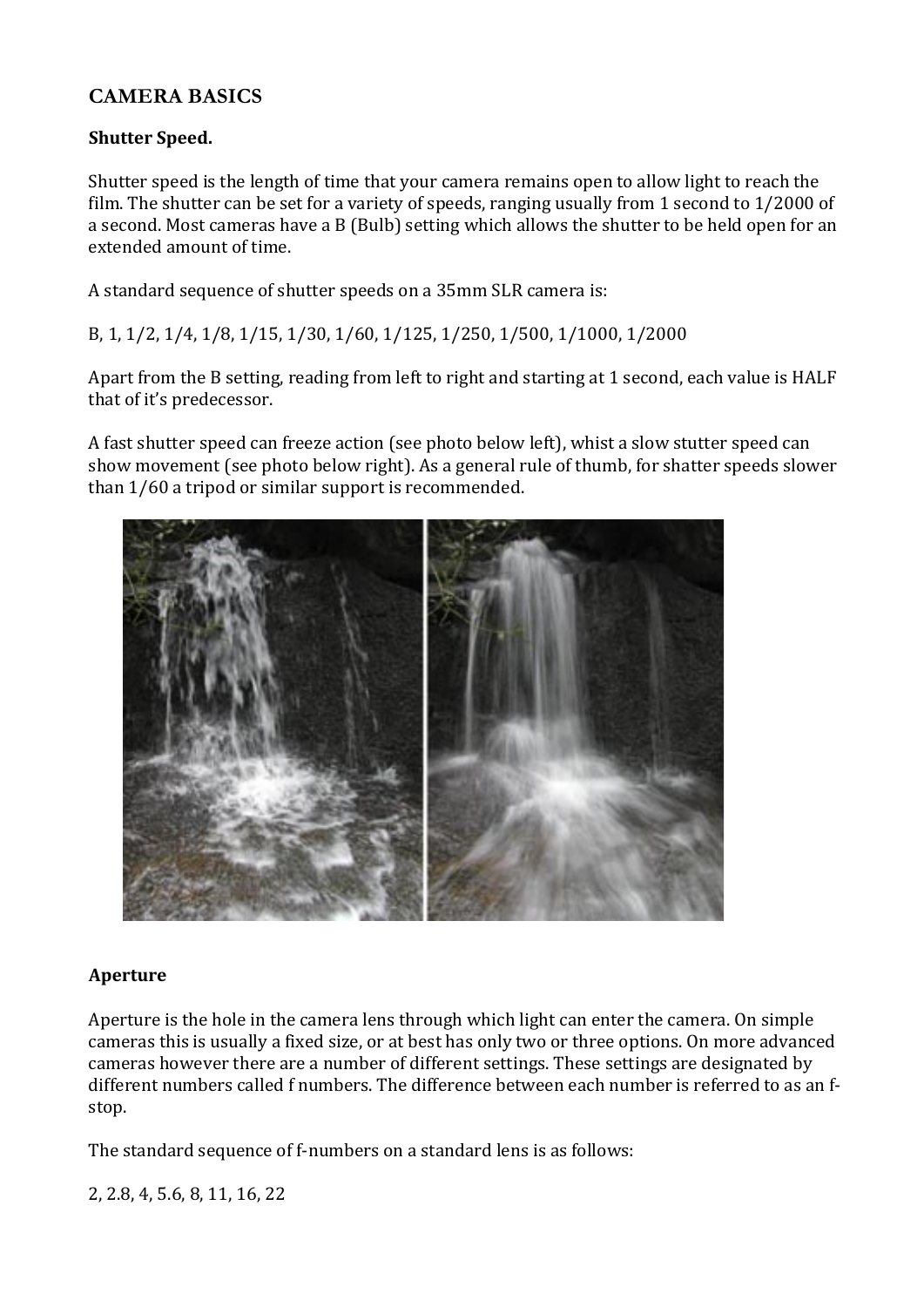## CAMERA BASICS

### Shutter Speed.

Shutter speed is the length of time that your camera remains open to allow light to reach the film. The shutter can be set for a variety of speeds, ranging usually from 1 second to 1/2000 of a second. Most cameras have a B (Bulb) setting which allows the shutter to be held open for an extended amount of time.

A standard sequence of shutter speeds on a 35mm SLR camera is:

B, 1, 1/2, 1/4, 1/8, 1/15, 1/30, 1/60, 1/125, 1/250, 1/500, 1/1000, 1/2000

Apart from the B setting, reading from left to right and starting at 1 second, each value is HALF that of it's predecessor.

A fast shutter speed can freeze action (see photo below left), whist a slow stutter speed can show movement (see photo below right). As a general rule of thumb, for shatter speeds slower than 1/60 a tripod or similar support is recommended.

### Aperture

Aperture is the hole in the camera lens through which light can enter the camera. On simple cameras this is usually a fixed size, or at best has only two or three options. On more advanced cameras however there are a number of different settings. These settings are designated by different numbers called f numbers. The difference between each number is referred to as an f-stop.

The standard sequence of f-numbers on a standard lens is as follows:

2, 2.8, 4, 5.6, 8, 11, 16, 22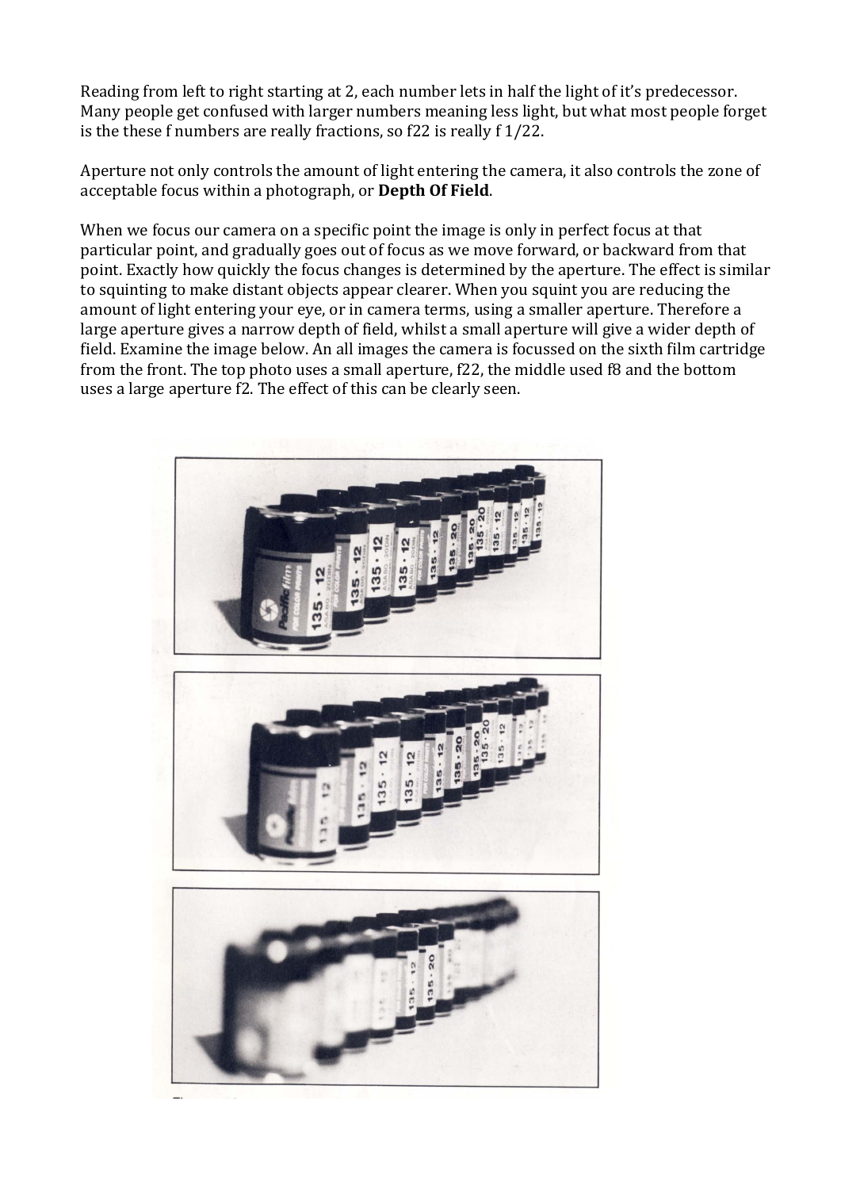Reading from left to right starting at 2, each number lets in half the light of it's predecessor. Many people get confused with larger numbers meaning less light, but what most people forget is the these f numbers are really fractions, so f22 is really f 1/22.

Aperture not only controls the amount of light entering the camera, it also controls the zone of acceptable focus within a photograph, or **Depth Of Field**.

When we focus our camera on a specific point the image is only in perfect focus at that particular point, and gradually goes out of focus as we move forward, or backward from that point. Exactly how quickly the focus changes is determined by the aperture. The effect is similar to squinting to make distant objects appear clearer. When you squint you are reducing the amount of light entering your eye, or in camera terms, using a smaller aperture. Therefore a large aperture gives a narrow depth of field, whilst a small aperture will give a wider depth of field. Examine the image below. An all images the camera is focussed on the sixth film cartridge from the front. The top photo uses a small aperture, f22, the middle used f8 and the bottom uses a large aperture f2. The effect of this can be clearly seen.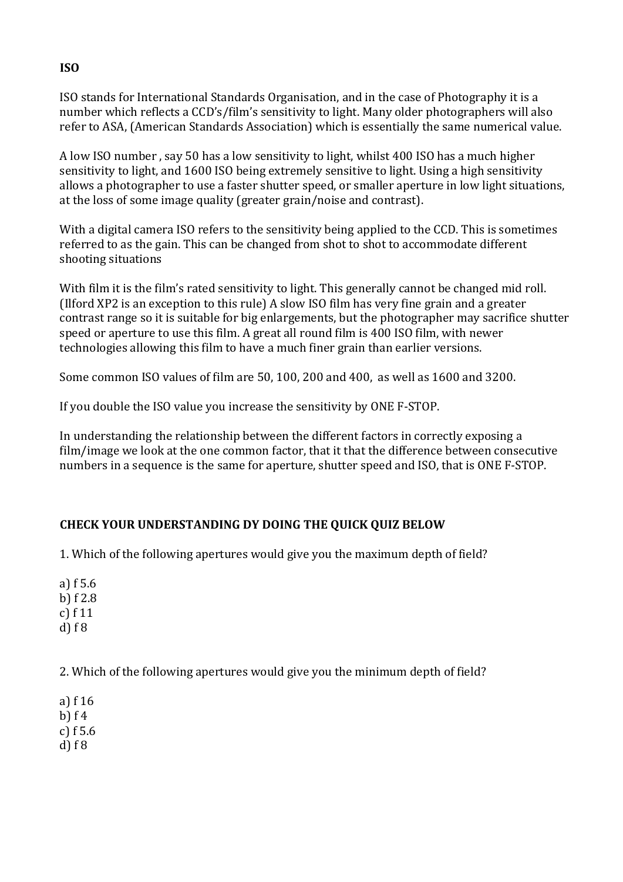**ISO**

ISO stands for International Standards Organisation, and in the case of Photography it is a number which reflects a CCD's/film's sensitivity to light. Many older photographers will also refer to ASA, (American Standards Association) which is essentially the same numerical value.

A low ISO number , say 50 has a low sensitivity to light, whilst 400 ISO has a much higher sensitivity to light, and 1600 ISO being extremely sensitive to light. Using a high sensitivity allows a photographer to use a faster shutter speed, or smaller aperture in low light situations, at the loss of some image quality (greater grain/noise and contrast).

With a digital camera ISO refers to the sensitivity being applied to the CCD. This is sometimes referred to as the gain. This can be changed from shot to shot to accommodate different shooting situations

With film it is the film's rated sensitivity to light. This generally cannot be changed mid roll. (Ilford XP2 is an exception to this rule) A slow ISO film has very fine grain and a greater contrast range so it is suitable for big enlargements, but the photographer may sacrifice shutter speed or aperture to use this film. A great all round film is 400 ISO film, with newer technologies allowing this film to have a much finer grain than earlier versions.

Some common ISO values of film are 50, 100, 200 and 400, as well as 1600 and 3200.

If you double the ISO value you increase the sensitivity by ONE F-STOP.

In understanding the relationship between the different factors in correctly exposing a film/image we look at the one common factor, that it that the difference between consecutive numbers in a sequence is the same for aperture, shutter speed and ISO, that is ONE F-STOP.

**CHECK YOUR UNDERSTANDING DY DOING THE QUICK QUIZ BELOW**

1. Which of the following apertures would give you the maximum depth of field?

a) f 5.6
b) f 2.8
c) f 11
d) f 8

2. Which of the following apertures would give you the minimum depth of field?

a) f 16
b) f 4
c) f 5.6
d) f 8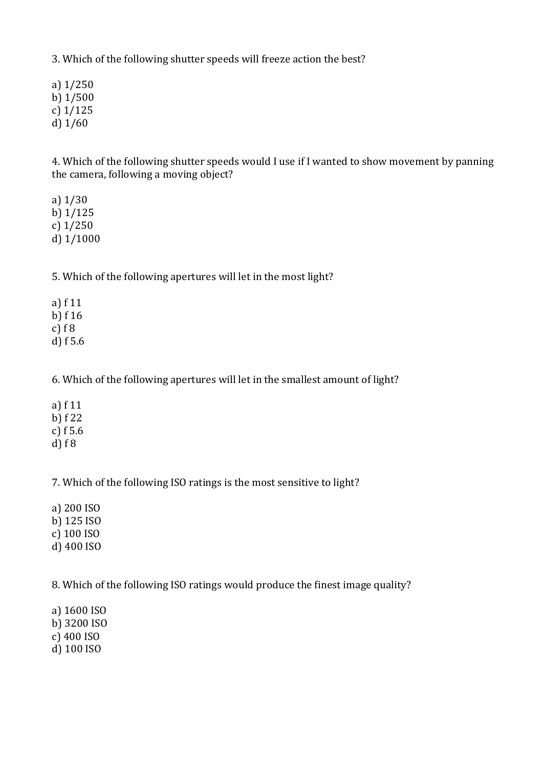3. Which of the following shutter speeds will freeze action the best?

a) 1/250
b) 1/500
c) 1/125
d) 1/60

4. Which of the following shutter speeds would I use if I wanted to show movement by panning the camera, following a moving object?

a) 1/30
b) 1/125
c) 1/250
d) 1/1000

5. Which of the following apertures will let in the most light?

a) f 11
b) f 16
c) f 8
d) f 5.6

6. Which of the following apertures will let in the smallest amount of light?

a) f 11
b) f 22
c) f 5.6
d) f 8

7. Which of the following ISO ratings is the most sensitive to light?

a) 200 ISO
b) 125 ISO
c) 100 ISO
d) 400 ISO

8. Which of the following ISO ratings would produce the finest image quality?

a) 1600 ISO
b) 3200 ISO
c) 400 ISO
d) 100 ISO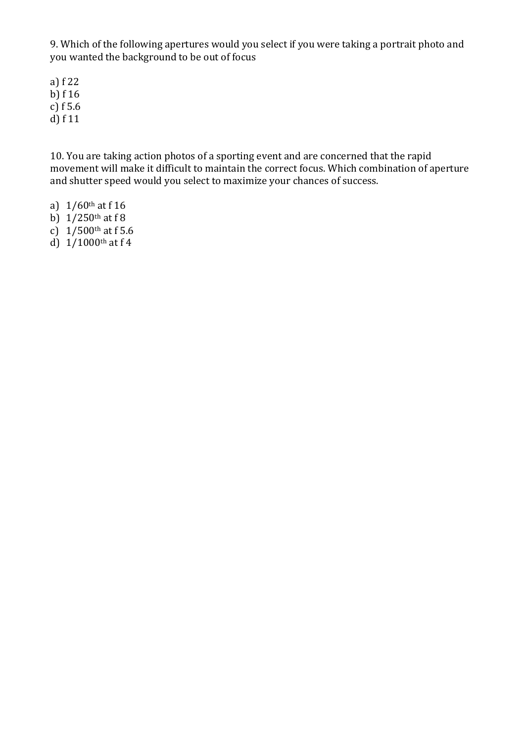9. Which of the following apertures would you select if you were taking a portrait photo and you wanted the background to be out of focus

a) f 22
b) f 16
c) f 5.6
d) f 11

10. You are taking action photos of a sporting event and are concerned that the rapid movement will make it difficult to maintain the correct focus. Which combination of aperture and shutter speed would you select to maximize your chances of success.

a) 1/60th at f 16
b) 1/250th at f 8
c) 1/500th at f 5.6
d) 1/1000th at f 4